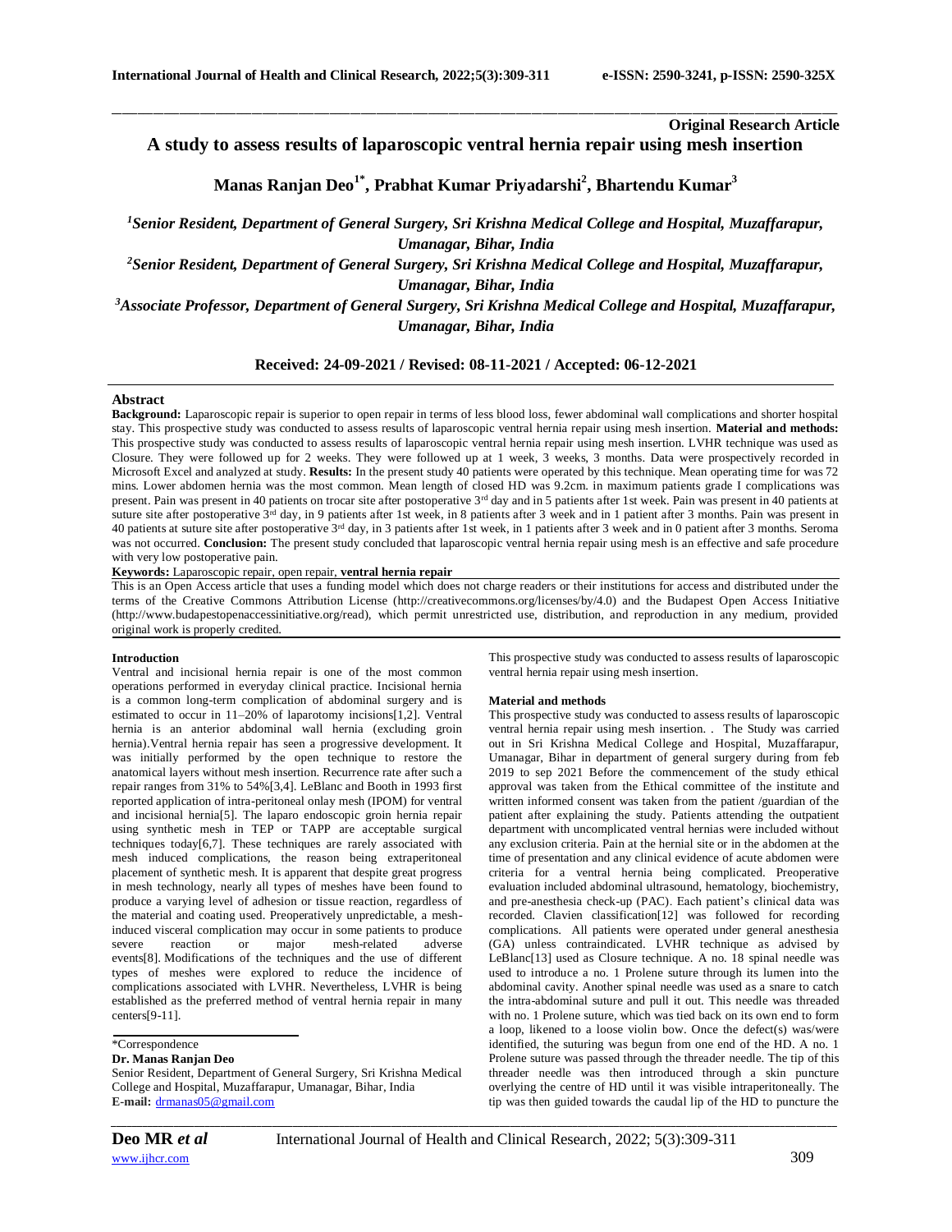**Original Research Article**

# A study to assess results of laparoscopic ventral hernia repair using mesh insertion

**Manas Ranjan Deo[1*], Prabhat Kumar Priyadarshi[2], Bhartendu Kumar[3]**

*[1]Senior Resident, Department of General Surgery, Sri Krishna Medical College and Hospital, Muzaffarapur, Umanagar, Bihar, India*

*[2]Senior Resident, Department of General Surgery, Sri Krishna Medical College and Hospital, Muzaffarapur, Umanagar, Bihar, India*

*[3]Associate Professor, Department of General Surgery, Sri Krishna Medical College and Hospital, Muzaffarapur, Umanagar, Bihar, India*

**Received: 24-09-2021 / Revised: 08-11-2021 / Accepted: 06-12-2021**

## Abstract

**Background:** Laparoscopic repair is superior to open repair in terms of less blood loss, fewer abdominal wall complications and shorter hospital stay. This prospective study was conducted to assess results of laparoscopic ventral hernia repair using mesh insertion. **Material and methods:** This prospective study was conducted to assess results of laparoscopic ventral hernia repair using mesh insertion. LVHR technique was used as Closure. They were followed up for 2 weeks. They were followed up at 1 week, 3 weeks, 3 months. Data were prospectively recorded in Microsoft Excel and analyzed at study. **Results:** In the present study 40 patients were operated by this technique. Mean operating time for was 72 mins. Lower abdomen hernia was the most common. Mean length of closed HD was 9.2cm. in maximum patients grade I complications was present. Pain was present in 40 patients on trocar site after postoperative 3rd day and in 5 patients after 1st week. Pain was present in 40 patients at suture site after postoperative 3rd day, in 9 patients after 1st week, in 8 patients after 3 week and in 1 patient after 3 months. Pain was present in 40 patients at suture site after postoperative 3rd day, in 3 patients after 1st week, in 1 patients after 3 week and in 0 patient after 3 months. Seroma was not occurred. **Conclusion:** The present study concluded that laparoscopic ventral hernia repair using mesh is an effective and safe procedure with very low postoperative pain.

**Keywords:** Laparoscopic repair, open repair, **ventral hernia repair**

This is an Open Access article that uses a funding model which does not charge readers or their institutions for access and distributed under the terms of the Creative Commons Attribution License (http://creativecommons.org/licenses/by/4.0) and the Budapest Open Access Initiative (http://www.budapestopenaccessinitiative.org/read), which permit unrestricted use, distribution, and reproduction in any medium, provided original work is properly credited.

## Introduction

Ventral and incisional hernia repair is one of the most common operations performed in everyday clinical practice. Incisional hernia is a common long-term complication of abdominal surgery and is estimated to occur in 11–20% of laparotomy incisions[1,2]. Ventral hernia is an anterior abdominal wall hernia (excluding groin hernia).Ventral hernia repair has seen a progressive development. It was initially performed by the open technique to restore the anatomical layers without mesh insertion. Recurrence rate after such a repair ranges from 31% to 54%[3,4]. LeBlanc and Booth in 1993 first reported application of intra-peritoneal onlay mesh (IPOM) for ventral and incisional hernia[5]. The laparo endoscopic groin hernia repair using synthetic mesh in TEP or TAPP are acceptable surgical techniques today[6,7]. These techniques are rarely associated with mesh induced complications, the reason being extraperitoneal placement of synthetic mesh. It is apparent that despite great progress in mesh technology, nearly all types of meshes have been found to produce a varying level of adhesion or tissue reaction, regardless of the material and coating used. Preoperatively unpredictable, a mesh-induced visceral complication may occur in some patients to produce severe reaction or major mesh-related adverse events[8]. Modifications of the techniques and the use of different types of meshes were explored to reduce the incidence of complications associated with LVHR. Nevertheless, LVHR is being established as the preferred method of ventral hernia repair in many centers[9-11].

This prospective study was conducted to assess results of laparoscopic ventral hernia repair using mesh insertion.

## Material and methods

This prospective study was conducted to assess results of laparoscopic ventral hernia repair using mesh insertion. . The Study was carried out in Sri Krishna Medical College and Hospital, Muzaffarapur, Umanagar, Bihar in department of general surgery during from feb 2019 to sep 2021 Before the commencement of the study ethical approval was taken from the Ethical committee of the institute and written informed consent was taken from the patient /guardian of the patient after explaining the study. Patients attending the outpatient department with uncomplicated ventral hernias were included without any exclusion criteria. Pain at the hernial site or in the abdomen at the time of presentation and any clinical evidence of acute abdomen were criteria for a ventral hernia being complicated. Preoperative evaluation included abdominal ultrasound, hematology, biochemistry, and pre-anesthesia check-up (PAC). Each patient's clinical data was recorded. Clavien classification[12] was followed for recording complications. All patients were operated under general anesthesia (GA) unless contraindicated. LVHR technique as advised by LeBlanc[13] used as Closure technique. A no. 18 spinal needle was used to introduce a no. 1 Prolene suture through its lumen into the abdominal cavity. Another spinal needle was used as a snare to catch the intra-abdominal suture and pull it out. This needle was threaded with no. 1 Prolene suture, which was tied back on its own end to form a loop, likened to a loose violin bow. Once the defect(s) was/were identified, the suturing was begun from one end of the HD. A no. 1 Prolene suture was passed through the threader needle. The tip of this threader needle was then introduced through a skin puncture overlying the centre of HD until it was visible intraperitoneally. The tip was then guided towards the caudal lip of the HD to puncture the

\*Correspondence

**Dr. Manas Ranjan Deo**

Senior Resident, Department of General Surgery, Sri Krishna Medical College and Hospital, Muzaffarapur, Umanagar, Bihar, India

**E-mail:** drmanas05@gmail.com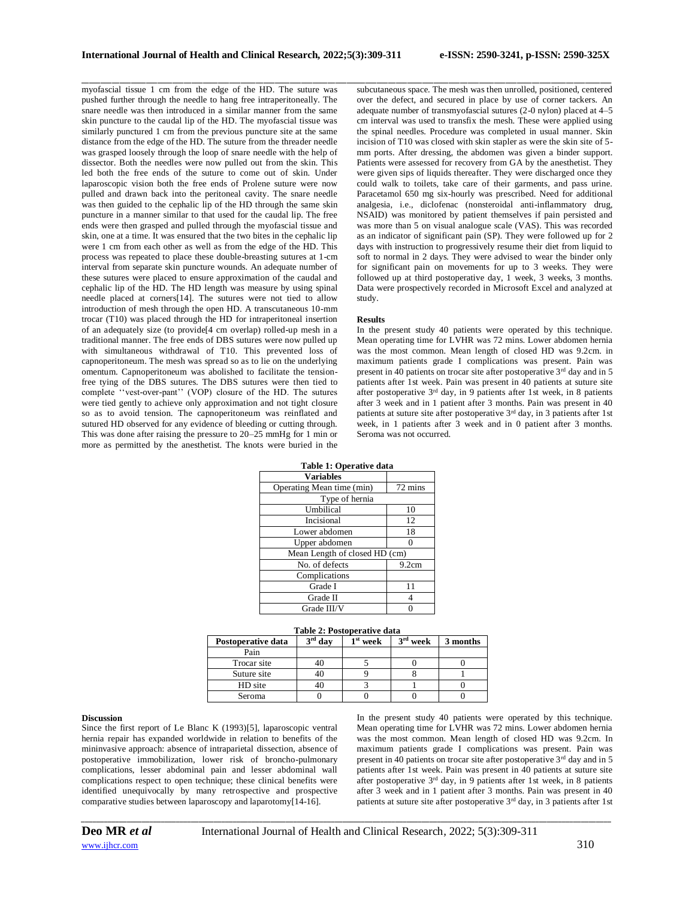myofascial tissue 1 cm from the edge of the HD. The suture was pushed further through the needle to hang free intraperitoneally. The snare needle was then introduced in a similar manner from the same skin puncture to the caudal lip of the HD. The myofascial tissue was similarly punctured 1 cm from the previous puncture site at the same distance from the edge of the HD. The suture from the threader needle was grasped loosely through the loop of snare needle with the help of dissector. Both the needles were now pulled out from the skin. This led both the free ends of the suture to come out of skin. Under laparoscopic vision both the free ends of Prolene suture were now pulled and drawn back into the peritoneal cavity. The snare needle was then guided to the cephalic lip of the HD through the same skin puncture in a manner similar to that used for the caudal lip. The free ends were then grasped and pulled through the myofascial tissue and skin, one at a time. It was ensured that the two bites in the cephalic lip were 1 cm from each other as well as from the edge of the HD. This process was repeated to place these double-breasting sutures at 1-cm interval from separate skin puncture wounds. An adequate number of these sutures were placed to ensure approximation of the caudal and cephalic lip of the HD. The HD length was measure by using spinal needle placed at corners[14]. The sutures were not tied to allow introduction of mesh through the open HD. A transcutaneous 10-mm trocar (T10) was placed through the HD for intraperitoneal insertion of an adequately size (to provide[4 cm overlap) rolled-up mesh in a traditional manner. The free ends of DBS sutures were now pulled up with simultaneous withdrawal of T10. This prevented loss of capnoperitoneum. The mesh was spread so as to lie on the underlying omentum. Capnoperitoneum was abolished to facilitate the tension-free tying of the DBS sutures. The DBS sutures were then tied to complete ''vest-over-pant'' (VOP) closure of the HD. The sutures were tied gently to achieve only approximation and not tight closure so as to avoid tension. The capnoperitoneum was reinflated and sutured HD observed for any evidence of bleeding or cutting through. This was done after raising the pressure to 20–25 mmHg for 1 min or more as permitted by the anesthetist. The knots were buried in the subcutaneous space. The mesh was then unrolled, positioned, centered over the defect, and secured in place by use of corner tackers. An adequate number of transmyofascial sutures (2-0 nylon) placed at 4–5 cm interval was used to transfix the mesh. These were applied using the spinal needles. Procedure was completed in usual manner. Skin incision of T10 was closed with skin stapler as were the skin site of 5-mm ports. After dressing, the abdomen was given a binder support. Patients were assessed for recovery from GA by the anesthetist. They were given sips of liquids thereafter. They were discharged once they could walk to toilets, take care of their garments, and pass urine. Paracetamol 650 mg six-hourly was prescribed. Need for additional analgesia, i.e., diclofenac (nonsteroidal anti-inflammatory drug, NSAID) was monitored by patient themselves if pain persisted and was more than 5 on visual analogue scale (VAS). This was recorded as an indicator of significant pain (SP). They were followed up for 2 days with instruction to progressively resume their diet from liquid to soft to normal in 2 days. They were advised to wear the binder only for significant pain on movements for up to 3 weeks. They were followed up at third postoperative day, 1 week, 3 weeks, 3 months. Data were prospectively recorded in Microsoft Excel and analyzed at study.

## Results

In the present study 40 patients were operated by this technique. Mean operating time for LVHR was 72 mins. Lower abdomen hernia was the most common. Mean length of closed HD was 9.2cm. in maximum patients grade I complications was present. Pain was present in 40 patients on trocar site after postoperative 3rd day and in 5 patients after 1st week. Pain was present in 40 patients at suture site after postoperative 3rd day, in 9 patients after 1st week, in 8 patients after 3 week and in 1 patient after 3 months. Pain was present in 40 patients at suture site after postoperative 3rd day, in 3 patients after 1st week, in 1 patients after 3 week and in 0 patient after 3 months. Seroma was not occurred.

**Table 1: Operative data**

| Variables | |
|---|---|
| Operating Mean time (min) | 72 mins |
| Type of hernia | |
| Umbilical | 10 |
| Incisional | 12 |
| Lower abdomen | 18 |
| Upper abdomen | 0 |
| Mean Length of closed HD (cm) | |
| No. of defects | 9.2cm |
| Complications | |
| Grade I | 11 |
| Grade II | 4 |
| Grade III/V | 0 |

**Table 2: Postoperative data**

| Postoperative data | 3rd day | 1st week | 3rd week | 3 months |
|---|---|---|---|---|
| Pain | | | | |
| Trocar site | 40 | 5 | 0 | 0 |
| Suture site | 40 | 9 | 8 | 1 |
| HD site | 40 | 3 | 1 | 0 |
| Seroma | 0 | 0 | 0 | 0 |

## Discussion

Since the first report of Le Blanc K (1993)[5], laparoscopic ventral hernia repair has expanded worldwide in relation to benefits of the mininvasive approach: absence of intraparietal dissection, absence of postoperative immobilization, lower risk of broncho-pulmonary complications, lesser abdominal pain and lesser abdominal wall complications respect to open technique; these clinical benefits were identified unequivocally by many retrospective and prospective comparative studies between laparoscopy and laparotomy[14-16].

In the present study 40 patients were operated by this technique. Mean operating time for LVHR was 72 mins. Lower abdomen hernia was the most common. Mean length of closed HD was 9.2cm. In maximum patients grade I complications was present. Pain was present in 40 patients on trocar site after postoperative 3rd day and in 5 patients after 1st week. Pain was present in 40 patients at suture site after postoperative 3rd day, in 9 patients after 1st week, in 8 patients after 3 week and in 1 patient after 3 months. Pain was present in 40 patients at suture site after postoperative 3rd day, in 3 patients after 1st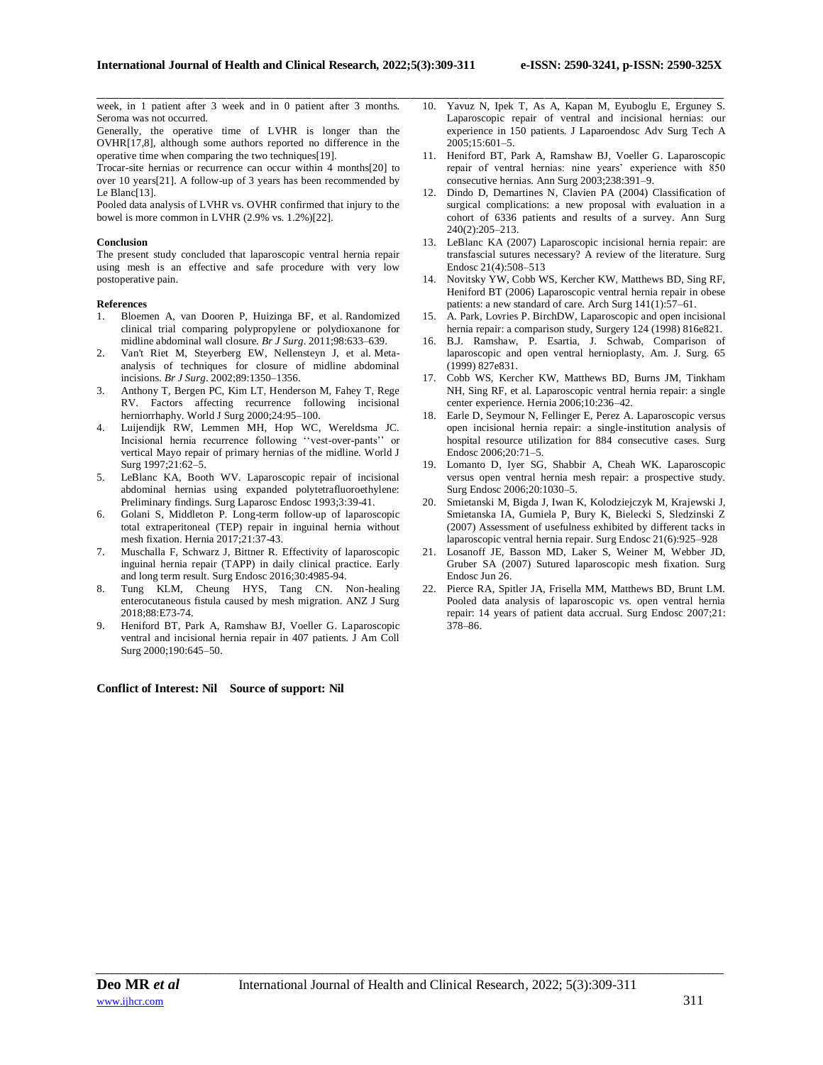week, in 1 patient after 3 week and in 0 patient after 3 months. Seroma was not occurred.

Generally, the operative time of LVHR is longer than the OVHR[17,8], although some authors reported no difference in the operative time when comparing the two techniques[19].

Trocar-site hernias or recurrence can occur within 4 months[20] to over 10 years[21]. A follow-up of 3 years has been recommended by Le Blanc[13].

Pooled data analysis of LVHR vs. OVHR confirmed that injury to the bowel is more common in LVHR (2.9% vs. 1.2%)[22].

## Conclusion

The present study concluded that laparoscopic ventral hernia repair using mesh is an effective and safe procedure with very low postoperative pain.

## References

1. Bloemen A, van Dooren P, Huizinga BF, et al. Randomized clinical trial comparing polypropylene or polydioxanone for midline abdominal wall closure. *Br J Surg*. 2011;98:633–639.
2. Van't Riet M, Steyerberg EW, Nellensteyn J, et al. Meta-analysis of techniques for closure of midline abdominal incisions. *Br J Surg*. 2002;89:1350–1356.
3. Anthony T, Bergen PC, Kim LT, Henderson M, Fahey T, Rege RV. Factors affecting recurrence following incisional herniorrhaphy. World J Surg 2000;24:95–100.
4. Luijendijk RW, Lemmen MH, Hop WC, Wereldsma JC. Incisional hernia recurrence following ''vest-over-pants'' or vertical Mayo repair of primary hernias of the midline. World J Surg 1997;21:62–5.
5. LeBlanc KA, Booth WV. Laparoscopic repair of incisional abdominal hernias using expanded polytetrafluoroethylene: Preliminary findings. Surg Laparosc Endosc 1993;3:39-41.
6. Golani S, Middleton P. Long-term follow-up of laparoscopic total extraperitoneal (TEP) repair in inguinal hernia without mesh fixation. Hernia 2017;21:37-43.
7. Muschalla F, Schwarz J, Bittner R. Effectivity of laparoscopic inguinal hernia repair (TAPP) in daily clinical practice. Early and long term result. Surg Endosc 2016;30:4985-94.
8. Tung KLM, Cheung HYS, Tang CN. Non-healing enterocutaneous fistula caused by mesh migration. ANZ J Surg 2018;88:E73-74.
9. Heniford BT, Park A, Ramshaw BJ, Voeller G. Laparoscopic ventral and incisional hernia repair in 407 patients. J Am Coll Surg 2000;190:645–50.
10. Yavuz N, Ipek T, As A, Kapan M, Eyuboglu E, Erguney S. Laparoscopic repair of ventral and incisional hernias: our experience in 150 patients. J Laparoendosc Adv Surg Tech A 2005;15:601–5.
11. Heniford BT, Park A, Ramshaw BJ, Voeller G. Laparoscopic repair of ventral hernias: nine years' experience with 850 consecutive hernias. Ann Surg 2003;238:391–9.
12. Dindo D, Demartines N, Clavien PA (2004) Classification of surgical complications: a new proposal with evaluation in a cohort of 6336 patients and results of a survey. Ann Surg 240(2):205–213.
13. LeBlanc KA (2007) Laparoscopic incisional hernia repair: are transfascial sutures necessary? A review of the literature. Surg Endosc 21(4):508–513
14. Novitsky YW, Cobb WS, Kercher KW, Matthews BD, Sing RF, Heniford BT (2006) Laparoscopic ventral hernia repair in obese patients: a new standard of care. Arch Surg 141(1):57–61.
15. A. Park, Lovries P. BirchDW, Laparoscopic and open incisional hernia repair: a comparison study, Surgery 124 (1998) 816e821.
16. B.J. Ramshaw, P. Esartia, J. Schwab, Comparison of laparoscopic and open ventral hernioplasty, Am. J. Surg. 65 (1999) 827e831.
17. Cobb WS, Kercher KW, Matthews BD, Burns JM, Tinkham NH, Sing RF, et al. Laparoscopic ventral hernia repair: a single center experience. Hernia 2006;10:236–42.
18. Earle D, Seymour N, Fellinger E, Perez A. Laparoscopic versus open incisional hernia repair: a single-institution analysis of hospital resource utilization for 884 consecutive cases. Surg Endosc 2006;20:71–5.
19. Lomanto D, Iyer SG, Shabbir A, Cheah WK. Laparoscopic versus open ventral hernia mesh repair: a prospective study. Surg Endosc 2006;20:1030–5.
20. Smietanski M, Bigda J, Iwan K, Kolodziejczyk M, Krajewski J, Smietanska IA, Gumiela P, Bury K, Bielecki S, Sledzinski Z (2007) Assessment of usefulness exhibited by different tacks in laparoscopic ventral hernia repair. Surg Endosc 21(6):925–928
21. Losanoff JE, Basson MD, Laker S, Weiner M, Webber JD, Gruber SA (2007) Sutured laparoscopic mesh fixation. Surg Endosc Jun 26.
22. Pierce RA, Spitler JA, Frisella MM, Matthews BD, Brunt LM. Pooled data analysis of laparoscopic vs. open ventral hernia repair: 14 years of patient data accrual. Surg Endosc 2007;21: 378–86.

**Conflict of Interest: Nil Source of support: Nil**